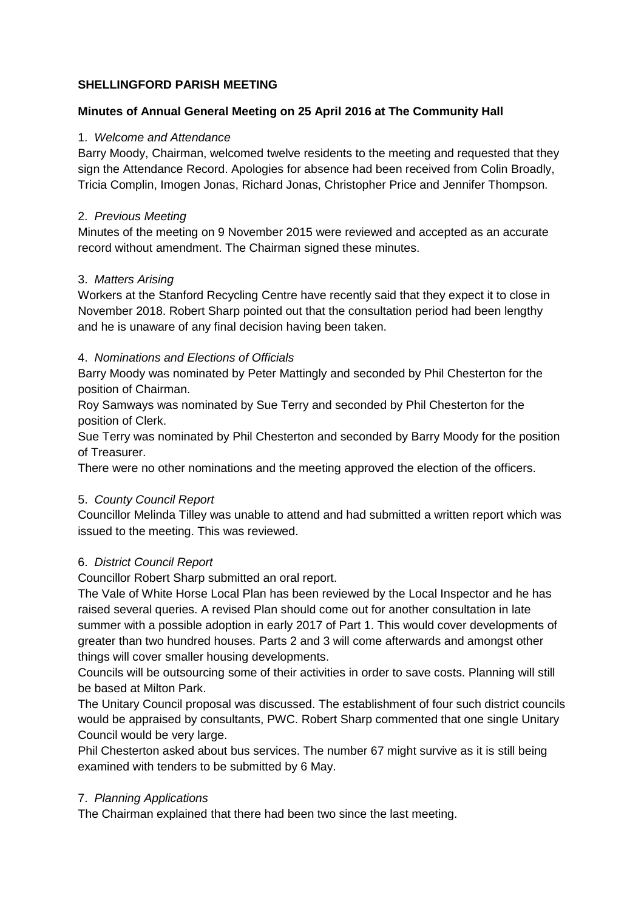**SHELLINGFORD PARISH MEETING**

**Minutes of Annual General Meeting on 25 April 2016 at The Community Hall**

1. *Welcome and Attendance*

Barry Moody, Chairman, welcomed twelve residents to the meeting and requested that they sign the Attendance Record. Apologies for absence had been received from Colin Broadly, Tricia Complin, Imogen Jonas, Richard Jonas, Christopher Price and Jennifer Thompson.

2. *Previous Meeting*

Minutes of the meeting on 9 November 2015 were reviewed and accepted as an accurate record without amendment. The Chairman signed these minutes.

3. *Matters Arising*

Workers at the Stanford Recycling Centre have recently said that they expect it to close in November 2018. Robert Sharp pointed out that the consultation period had been lengthy and he is unaware of any final decision having been taken.

4. *Nominations and Elections of Officials*

Barry Moody was nominated by Peter Mattingly and seconded by Phil Chesterton for the position of Chairman.

Roy Samways was nominated by Sue Terry and seconded by Phil Chesterton for the position of Clerk.

Sue Terry was nominated by Phil Chesterton and seconded by Barry Moody for the position of Treasurer.

There were no other nominations and the meeting approved the election of the officers.

5. *County Council Report*

Councillor Melinda Tilley was unable to attend and had submitted a written report which was issued to the meeting. This was reviewed.

6. *District Council Report*

Councillor Robert Sharp submitted an oral report.

The Vale of White Horse Local Plan has been reviewed by the Local Inspector and he has raised several queries. A revised Plan should come out for another consultation in late summer with a possible adoption in early 2017 of Part 1. This would cover developments of greater than two hundred houses. Parts 2 and 3 will come afterwards and amongst other things will cover smaller housing developments.

Councils will be outsourcing some of their activities in order to save costs. Planning will still be based at Milton Park.

The Unitary Council proposal was discussed. The establishment of four such district councils would be appraised by consultants, PWC. Robert Sharp commented that one single Unitary Council would be very large.

Phil Chesterton asked about bus services. The number 67 might survive as it is still being examined with tenders to be submitted by 6 May.

7. *Planning Applications*

The Chairman explained that there had been two since the last meeting.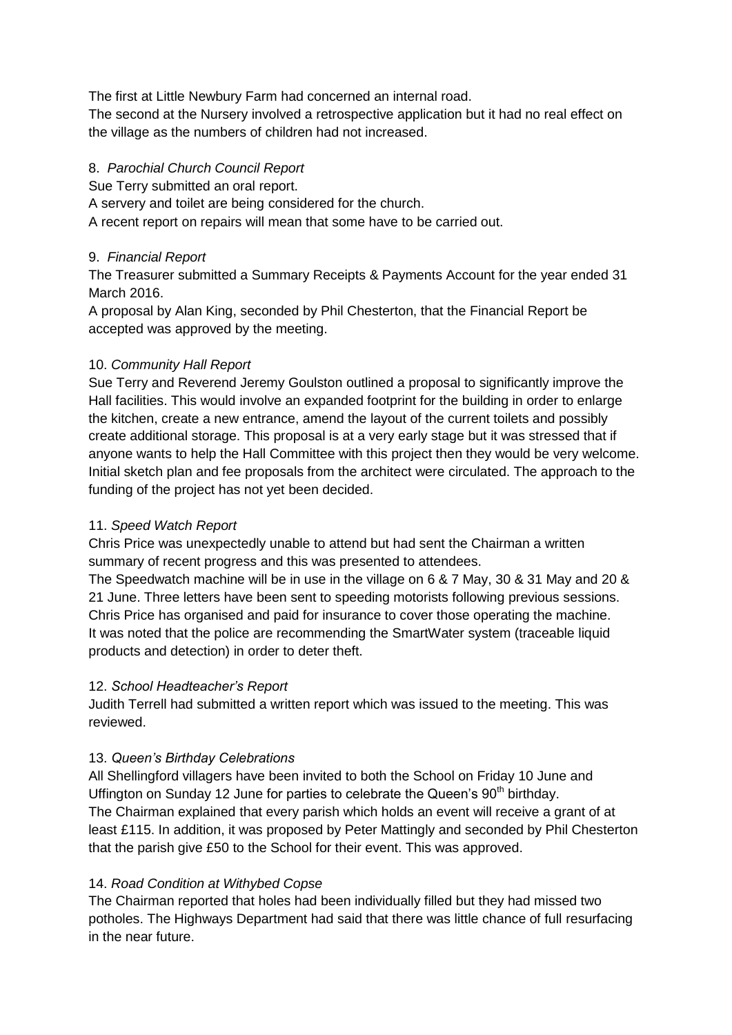The first at Little Newbury Farm had concerned an internal road.
The second at the Nursery involved a retrospective application but it had no real effect on the village as the numbers of children had not increased.

8. *Parochial Church Council Report*

Sue Terry submitted an oral report.
A servery and toilet are being considered for the church.
A recent report on repairs will mean that some have to be carried out.

9. *Financial Report*

The Treasurer submitted a Summary Receipts & Payments Account for the year ended 31 March 2016.
A proposal by Alan King, seconded by Phil Chesterton, that the Financial Report be accepted was approved by the meeting.

10. *Community Hall Report*

Sue Terry and Reverend Jeremy Goulston outlined a proposal to significantly improve the Hall facilities. This would involve an expanded footprint for the building in order to enlarge the kitchen, create a new entrance, amend the layout of the current toilets and possibly create additional storage. This proposal is at a very early stage but it was stressed that if anyone wants to help the Hall Committee with this project then they would be very welcome. Initial sketch plan and fee proposals from the architect were circulated. The approach to the funding of the project has not yet been decided.

11. *Speed Watch Report*

Chris Price was unexpectedly unable to attend but had sent the Chairman a written summary of recent progress and this was presented to attendees.
The Speedwatch machine will be in use in the village on 6 & 7 May, 30 & 31 May and 20 & 21 June. Three letters have been sent to speeding motorists following previous sessions. Chris Price has organised and paid for insurance to cover those operating the machine.
It was noted that the police are recommending the SmartWater system (traceable liquid products and detection) in order to deter theft.

12. *School Headteacher's Report*

Judith Terrell had submitted a written report which was issued to the meeting. This was reviewed.

13. *Queen's Birthday Celebrations*

All Shellingford villagers have been invited to both the School on Friday 10 June and Uffington on Sunday 12 June for parties to celebrate the Queen's 90th birthday.
The Chairman explained that every parish which holds an event will receive a grant of at least £115. In addition, it was proposed by Peter Mattingly and seconded by Phil Chesterton that the parish give £50 to the School for their event. This was approved.

14. *Road Condition at Withybed Copse*

The Chairman reported that holes had been individually filled but they had missed two potholes. The Highways Department had said that there was little chance of full resurfacing in the near future.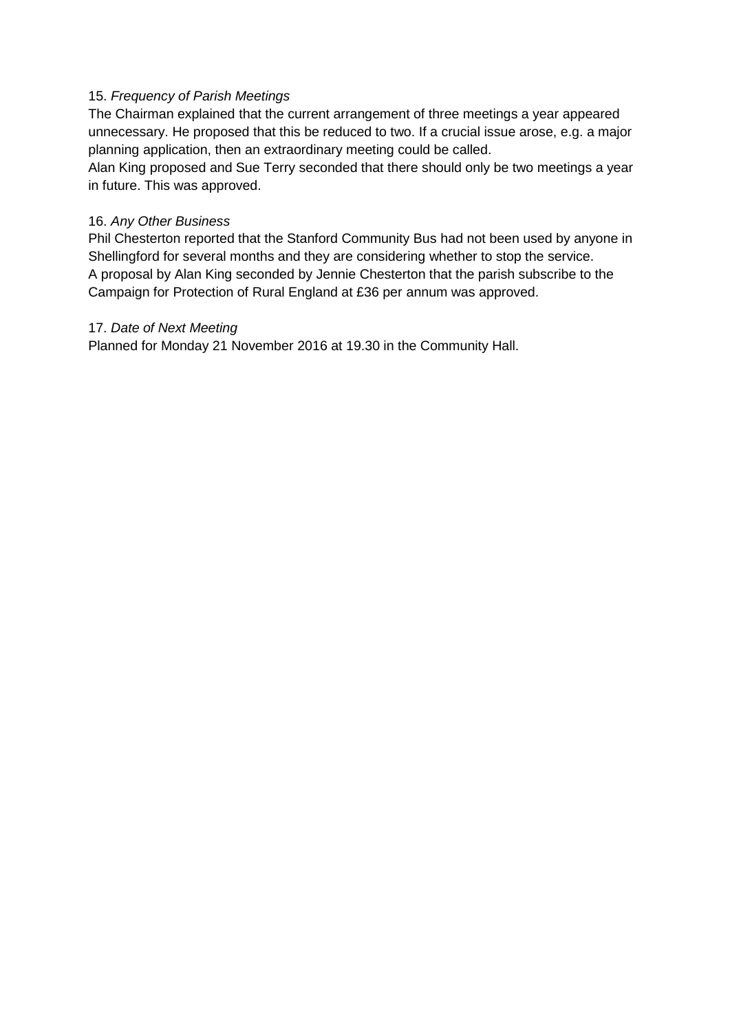15. *Frequency of Parish Meetings*
The Chairman explained that the current arrangement of three meetings a year appeared unnecessary. He proposed that this be reduced to two. If a crucial issue arose, e.g. a major planning application, then an extraordinary meeting could be called.
Alan King proposed and Sue Terry seconded that there should only be two meetings a year in future. This was approved.

16. *Any Other Business*
Phil Chesterton reported that the Stanford Community Bus had not been used by anyone in Shellingford for several months and they are considering whether to stop the service.
A proposal by Alan King seconded by Jennie Chesterton that the parish subscribe to the Campaign for Protection of Rural England at £36 per annum was approved.

17. *Date of Next Meeting*
Planned for Monday 21 November 2016 at 19.30 in the Community Hall.